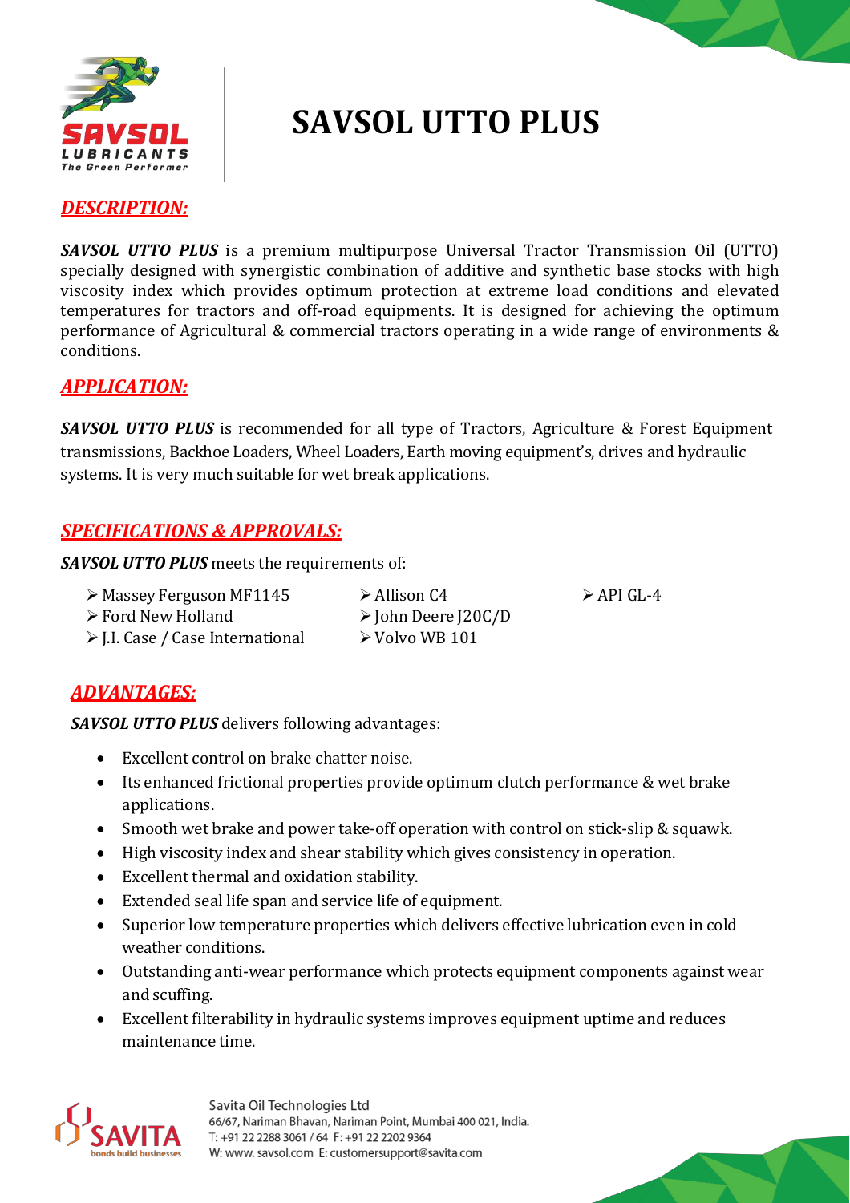# SAVSOL UTTO PLUS

## *DESCRIPTION:*

***SAVSOL UTTO PLUS*** is a premium multipurpose Universal Tractor Transmission Oil (UTTO) specially designed with synergistic combination of additive and synthetic base stocks with high viscosity index which provides optimum protection at extreme load conditions and elevated temperatures for tractors and off-road equipments. It is designed for achieving the optimum performance of Agricultural & commercial tractors operating in a wide range of environments & conditions.

## *APPLICATION:*

***SAVSOL UTTO PLUS*** is recommended for all type of Tractors, Agriculture & Forest Equipment transmissions, Backhoe Loaders, Wheel Loaders, Earth moving equipment's, drives and hydraulic systems. It is very much suitable for wet break applications.

## *SPECIFICATIONS & APPROVALS:*

***SAVSOL UTTO PLUS*** meets the requirements of:

- Massey Ferguson MF1145
- Ford New Holland
- J.I. Case / Case International
- Allison C4
- John Deere J20C/D
- Volvo WB 101
- API GL-4

## *ADVANTAGES:*

***SAVSOL UTTO PLUS*** delivers following advantages:

- Excellent control on brake chatter noise.
- Its enhanced frictional properties provide optimum clutch performance & wet brake applications.
- Smooth wet brake and power take-off operation with control on stick-slip & squawk.
- High viscosity index and shear stability which gives consistency in operation.
- Excellent thermal and oxidation stability.
- Extended seal life span and service life of equipment.
- Superior low temperature properties which delivers effective lubrication even in cold weather conditions.
- Outstanding anti-wear performance which protects equipment components against wear and scuffing.
- Excellent filterability in hydraulic systems improves equipment uptime and reduces maintenance time.

Savita Oil Technologies Ltd
66/67, Nariman Bhavan, Nariman Point, Mumbai 400 021, India.
T: +91 22 2288 3061 / 64 F: +91 22 2202 9364
W: www. savsol.com E: customersupport@savita.com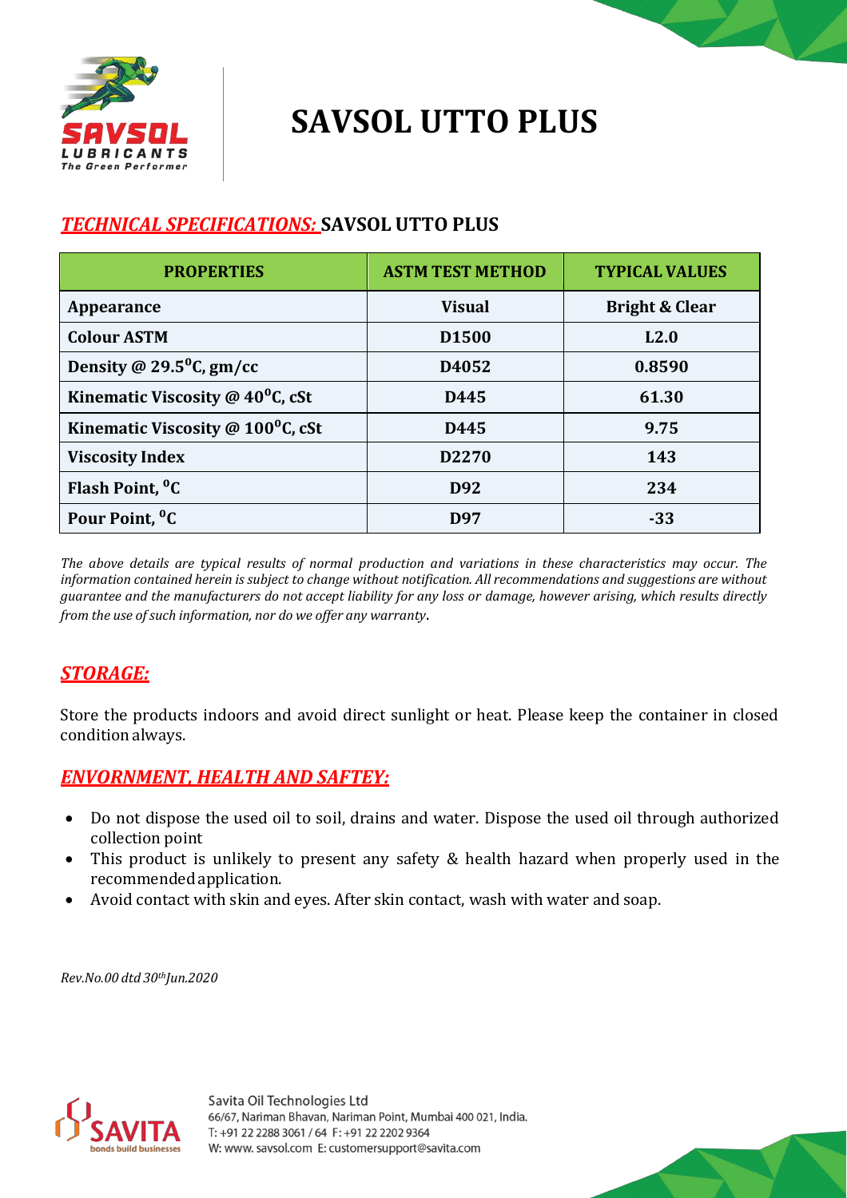# SAVSOL UTTO PLUS

## *TECHNICAL SPECIFICATIONS:* SAVSOL UTTO PLUS

| PROPERTIES | ASTM TEST METHOD | TYPICAL VALUES |
|---|---|---|
| Appearance | Visual | Bright & Clear |
| Colour ASTM | D1500 | L2.0 |
| Density @ 29.5$^{0}$C, gm/cc | D4052 | 0.8590 |
| Kinematic Viscosity @ 40$^{0}$C, cSt | D445 | 61.30 |
| Kinematic Viscosity @ 100$^{0}$C, cSt | D445 | 9.75 |
| Viscosity Index | D2270 | 143 |
| Flash Point, $^{0}$C | D92 | 234 |
| Pour Point, $^{0}$C | D97 | -33 |

*The above details are typical results of normal production and variations in these characteristics may occur. The information contained herein is subject to change without notification. All recommendations and suggestions are without guarantee and the manufacturers do not accept liability for any loss or damage, however arising, which results directly from the use of such information, nor do we offer any warranty*.

## *STORAGE:*

Store the products indoors and avoid direct sunlight or heat. Please keep the container in closed condition always.

## *ENVORNMENT, HEALTH AND SAFTEY:*

- Do not dispose the used oil to soil, drains and water. Dispose the used oil through authorized collection point
- This product is unlikely to present any safety & health hazard when properly used in the recommended application.
- Avoid contact with skin and eyes. After skin contact, wash with water and soap.

*Rev.No.00 dtd 30th Jun.2020*

Savita Oil Technologies Ltd
66/67, Nariman Bhavan, Nariman Point, Mumbai 400 021, India.
T: +91 22 2288 3061 / 64 F: +91 22 2202 9364
W: www. savsol.com E: customersupport@savita.com